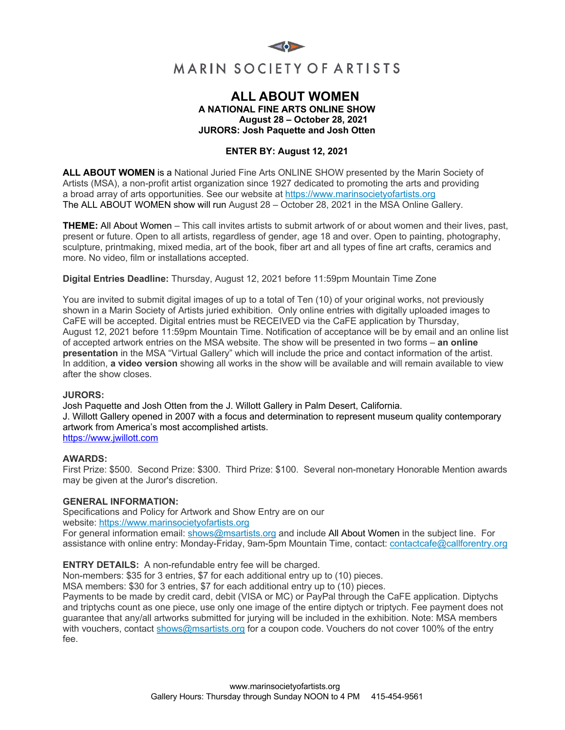MARIN SOCIETY OF ARTISTS

# ALL ABOUT WOMEN

**A NATIONAL FINE ARTS ONLINE SHOW**
**August 28 – October 28, 2021**
**JURORS: Josh Paquette and Josh Otten**

**ENTER BY: August 12, 2021**

**ALL ABOUT WOMEN** is a National Juried Fine Arts ONLINE SHOW presented by the Marin Society of Artists (MSA), a non-profit artist organization since 1927 dedicated to promoting the arts and providing a broad array of arts opportunities. See our website at https://www.marinsocietyofartists.org
The ALL ABOUT WOMEN show will run August 28 – October 28, 2021 in the MSA Online Gallery.

**THEME:** All About Women – This call invites artists to submit artwork of or about women and their lives, past, present or future. Open to all artists, regardless of gender, age 18 and over. Open to painting, photography, sculpture, printmaking, mixed media, art of the book, fiber art and all types of fine art crafts, ceramics and more. No video, film or installations accepted.

**Digital Entries Deadline:** Thursday, August 12, 2021 before 11:59pm Mountain Time Zone

You are invited to submit digital images of up to a total of Ten (10) of your original works, not previously shown in a Marin Society of Artists juried exhibition. Only online entries with digitally uploaded images to CaFE will be accepted. Digital entries must be RECEIVED via the CaFE application by Thursday, August 12, 2021 before 11:59pm Mountain Time. Notification of acceptance will be by email and an online list of accepted artwork entries on the MSA website. The show will be presented in two forms – **an online presentation** in the MSA "Virtual Gallery" which will include the price and contact information of the artist. In addition, **a video version** showing all works in the show will be available and will remain available to view after the show closes.

**JURORS:**
Josh Paquette and Josh Otten from the J. Willott Gallery in Palm Desert, California.
J. Willott Gallery opened in 2007 with a focus and determination to represent museum quality contemporary artwork from America's most accomplished artists.
https://www.jwillott.com

**AWARDS:**
First Prize: $500. Second Prize: $300. Third Prize: $100. Several non-monetary Honorable Mention awards may be given at the Juror's discretion.

**GENERAL INFORMATION:**
Specifications and Policy for Artwork and Show Entry are on our website: https://www.marinsocietyofartists.org
For general information email: shows@msartists.org and include All About Women in the subject line. For assistance with online entry: Monday-Friday, 9am-5pm Mountain Time, contact: contactcafe@callforentry.org

**ENTRY DETAILS:** A non-refundable entry fee will be charged.
Non-members: $35 for 3 entries, $7 for each additional entry up to (10) pieces.
MSA members: $30 for 3 entries, $7 for each additional entry up to (10) pieces.
Payments to be made by credit card, debit (VISA or MC) or PayPal through the CaFE application. Diptychs and triptychs count as one piece, use only one image of the entire diptych or triptych. Fee payment does not guarantee that any/all artworks submitted for jurying will be included in the exhibition. Note: MSA members with vouchers, contact shows@msartists.org for a coupon code. Vouchers do not cover 100% of the entry fee.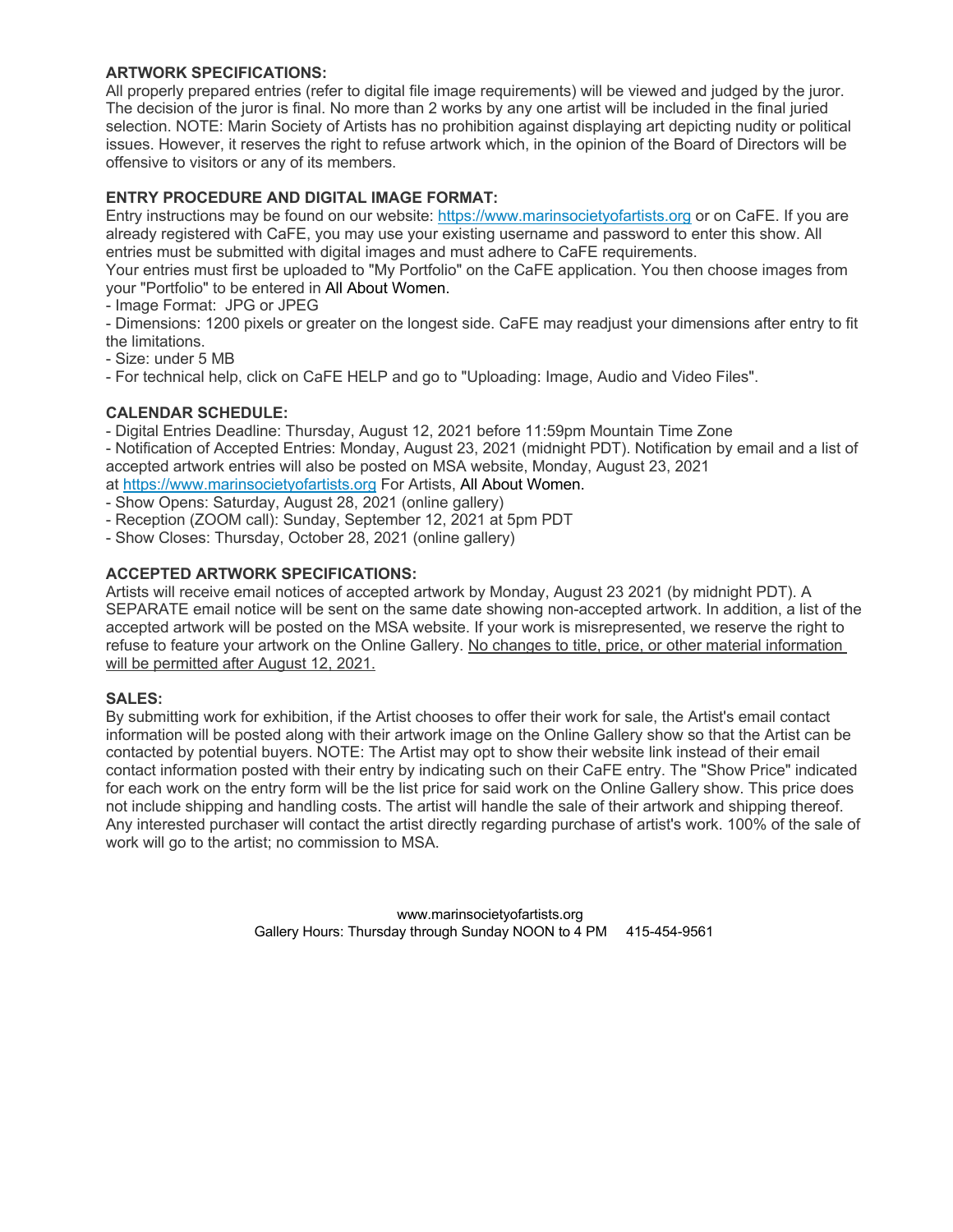**ARTWORK SPECIFICATIONS:**
All properly prepared entries (refer to digital file image requirements) will be viewed and judged by the juror. The decision of the juror is final. No more than 2 works by any one artist will be included in the final juried selection. NOTE: Marin Society of Artists has no prohibition against displaying art depicting nudity or political issues. However, it reserves the right to refuse artwork which, in the opinion of the Board of Directors will be offensive to visitors or any of its members.

**ENTRY PROCEDURE AND DIGITAL IMAGE FORMAT:**
Entry instructions may be found on our website: https://www.marinsocietyofartists.org or on CaFE. If you are already registered with CaFE, you may use your existing username and password to enter this show. All entries must be submitted with digital images and must adhere to CaFE requirements.
Your entries must first be uploaded to "My Portfolio" on the CaFE application. You then choose images from your "Portfolio" to be entered in All About Women.

- Image Format: JPG or JPEG
- Dimensions: 1200 pixels or greater on the longest side. CaFE may readjust your dimensions after entry to fit the limitations.
- Size: under 5 MB
- For technical help, click on CaFE HELP and go to "Uploading: Image, Audio and Video Files".

**CALENDAR SCHEDULE:**

- Digital Entries Deadline: Thursday, August 12, 2021 before 11:59pm Mountain Time Zone
- Notification of Accepted Entries: Monday, August 23, 2021 (midnight PDT). Notification by email and a list of accepted artwork entries will also be posted on MSA website, Monday, August 23, 2021 at https://www.marinsocietyofartists.org For Artists, All About Women.
- Show Opens: Saturday, August 28, 2021 (online gallery)
- Reception (ZOOM call): Sunday, September 12, 2021 at 5pm PDT
- Show Closes: Thursday, October 28, 2021 (online gallery)

**ACCEPTED ARTWORK SPECIFICATIONS:**
Artists will receive email notices of accepted artwork by Monday, August 23 2021 (by midnight PDT). A SEPARATE email notice will be sent on the same date showing non-accepted artwork. In addition, a list of the accepted artwork will be posted on the MSA website. If your work is misrepresented, we reserve the right to refuse to feature your artwork on the Online Gallery. No changes to title, price, or other material information will be permitted after August 12, 2021.

**SALES:**
By submitting work for exhibition, if the Artist chooses to offer their work for sale, the Artist's email contact information will be posted along with their artwork image on the Online Gallery show so that the Artist can be contacted by potential buyers. NOTE: The Artist may opt to show their website link instead of their email contact information posted with their entry by indicating such on their CaFE entry. The "Show Price" indicated for each work on the entry form will be the list price for said work on the Online Gallery show. This price does not include shipping and handling costs. The artist will handle the sale of their artwork and shipping thereof. Any interested purchaser will contact the artist directly regarding purchase of artist's work. 100% of the sale of work will go to the artist; no commission to MSA.

www.marinsocietyofartists.org
Gallery Hours: Thursday through Sunday NOON to 4 PM 415-454-9561